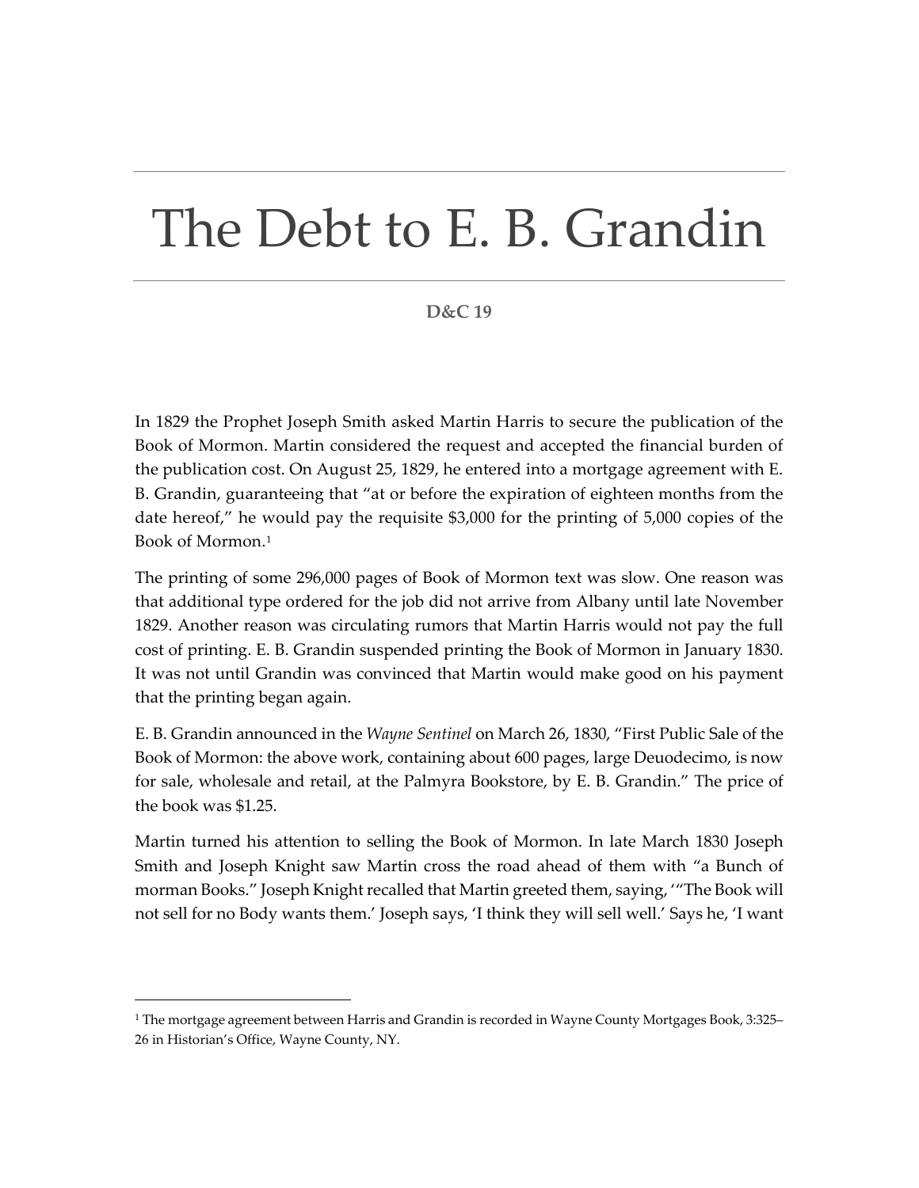# The Debt to E. B. Grandin

**D&C 19**

In 1829 the Prophet Joseph Smith asked Martin Harris to secure the publication of the Book of Mormon. Martin considered the request and accepted the financial burden of the publication cost. On August 25, 1829, he entered into a mortgage agreement with E. B. Grandin, guaranteeing that "at or before the expiration of eighteen months from the date hereof," he would pay the requisite $3,000 for the printing of 5,000 copies of the Book of Mormon.[1]

The printing of some 296,000 pages of Book of Mormon text was slow. One reason was that additional type ordered for the job did not arrive from Albany until late November 1829. Another reason was circulating rumors that Martin Harris would not pay the full cost of printing. E. B. Grandin suspended printing the Book of Mormon in January 1830. It was not until Grandin was convinced that Martin would make good on his payment that the printing began again.

E. B. Grandin announced in the *Wayne Sentinel* on March 26, 1830, "First Public Sale of the Book of Mormon: the above work, containing about 600 pages, large Deuodecimo, is now for sale, wholesale and retail, at the Palmyra Bookstore, by E. B. Grandin." The price of the book was $1.25.

Martin turned his attention to selling the Book of Mormon. In late March 1830 Joseph Smith and Joseph Knight saw Martin cross the road ahead of them with "a Bunch of morman Books." Joseph Knight recalled that Martin greeted them, saying, '"The Book will not sell for no Body wants them.' Joseph says, 'I think they will sell well.' Says he, 'I want

[1] The mortgage agreement between Harris and Grandin is recorded in Wayne County Mortgages Book, 3:325–26 in Historian's Office, Wayne County, NY.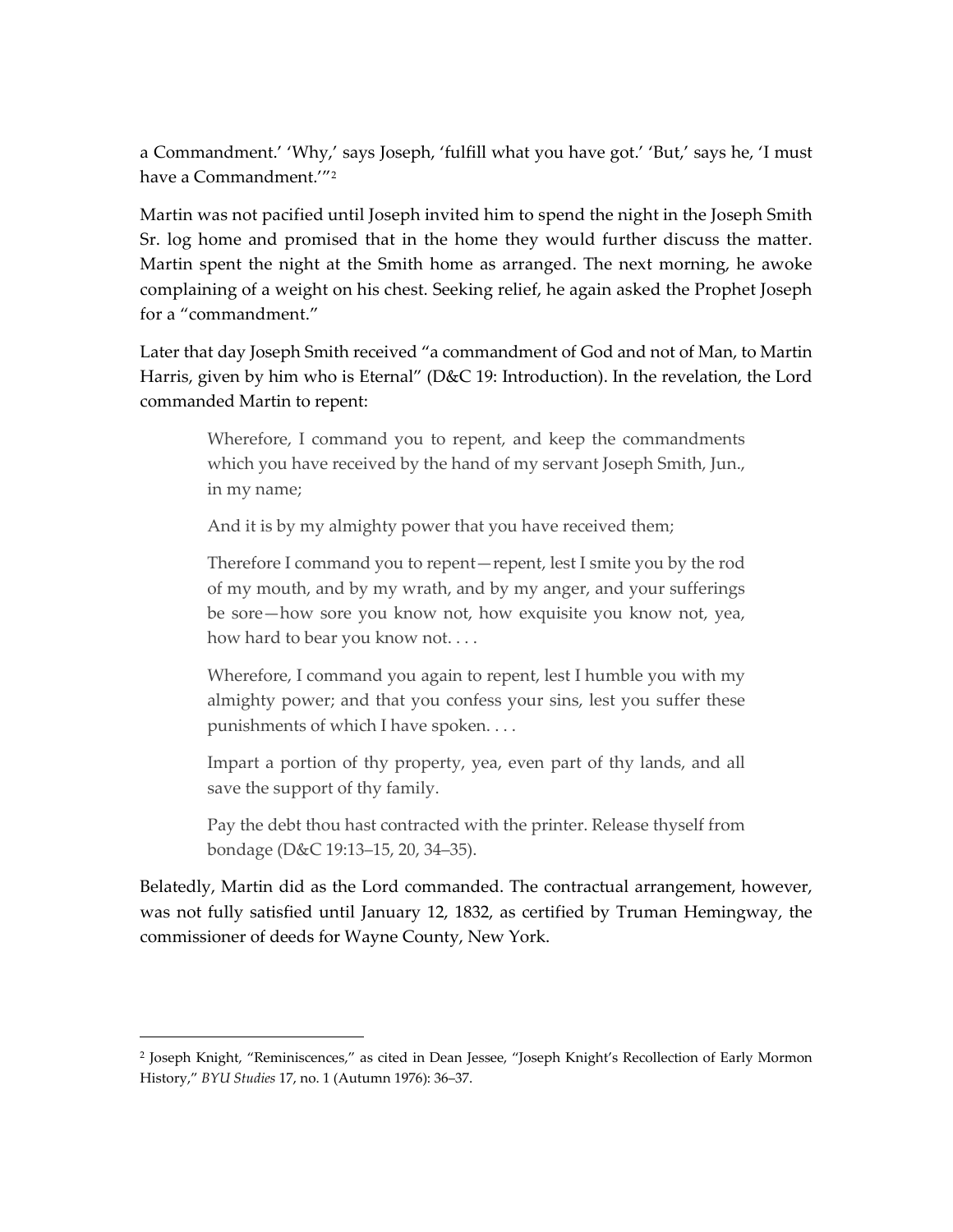a Commandment.' 'Why,' says Joseph, 'fulfill what you have got.' 'But,' says he, 'I must have a Commandment.'"[2]

Martin was not pacified until Joseph invited him to spend the night in the Joseph Smith Sr. log home and promised that in the home they would further discuss the matter. Martin spent the night at the Smith home as arranged. The next morning, he awoke complaining of a weight on his chest. Seeking relief, he again asked the Prophet Joseph for a "commandment."

Later that day Joseph Smith received "a commandment of God and not of Man, to Martin Harris, given by him who is Eternal" (D&C 19: Introduction). In the revelation, the Lord commanded Martin to repent:

> Wherefore, I command you to repent, and keep the commandments which you have received by the hand of my servant Joseph Smith, Jun., in my name;
>
> And it is by my almighty power that you have received them;
>
> Therefore I command you to repent—repent, lest I smite you by the rod of my mouth, and by my wrath, and by my anger, and your sufferings be sore—how sore you know not, how exquisite you know not, yea, how hard to bear you know not. . . .
>
> Wherefore, I command you again to repent, lest I humble you with my almighty power; and that you confess your sins, lest you suffer these punishments of which I have spoken. . . .
>
> Impart a portion of thy property, yea, even part of thy lands, and all save the support of thy family.
>
> Pay the debt thou hast contracted with the printer. Release thyself from bondage (D&C 19:13–15, 20, 34–35).

Belatedly, Martin did as the Lord commanded. The contractual arrangement, however, was not fully satisfied until January 12, 1832, as certified by Truman Hemingway, the commissioner of deeds for Wayne County, New York.

---

[2] Joseph Knight, "Reminiscences," as cited in Dean Jessee, "Joseph Knight's Recollection of Early Mormon History," *BYU Studies* 17, no. 1 (Autumn 1976): 36–37.